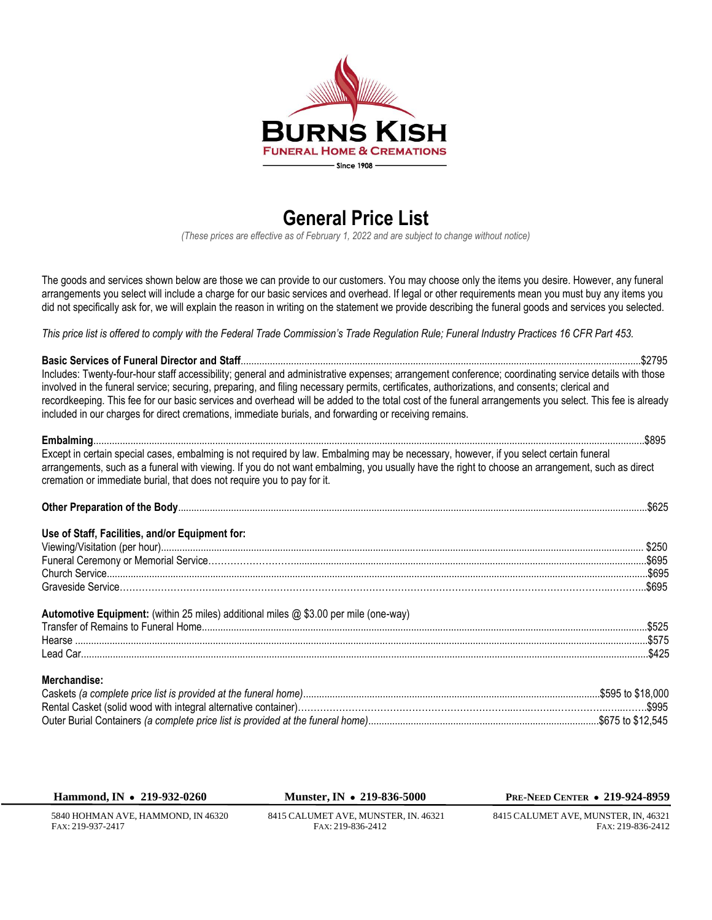# BURNS KISH

**FUNERAL HOME & CREMATIONS**

Since 1908

## General Price List

*(These prices are effective as of February 1, 2022 and are subject to change without notice)*

The goods and services shown below are those we can provide to our customers. You may choose only the items you desire. However, any funeral arrangements you select will include a charge for our basic services and overhead. If legal or other requirements mean you must buy any items you did not specifically ask for, we will explain the reason in writing on the statement we provide describing the funeral goods and services you selected.

*This price list is offered to comply with the Federal Trade Commission's Trade Regulation Rule; Funeral Industry Practices 16 CFR Part 453.*

**Basic Services of Funeral Director and Staff**.......$2795

Includes: Twenty-four-hour staff accessibility; general and administrative expenses; arrangement conference; coordinating service details with those involved in the funeral service; securing, preparing, and filing necessary permits, certificates, authorizations, and consents; clerical and recordkeeping. This fee for our basic services and overhead will be added to the total cost of the funeral arrangements you select. This fee is already included in our charges for direct cremations, immediate burials, and forwarding or receiving remains.

**Embalming**.......$895

Except in certain special cases, embalming is not required by law. Embalming may be necessary, however, if you select certain funeral arrangements, such as a funeral with viewing. If you do not want embalming, you usually have the right to choose an arrangement, such as direct cremation or immediate burial, that does not require you to pay for it.

**Other Preparation of the Body**.......$625

**Use of Staff, Facilities, and/or Equipment for:**

Viewing/Visitation (per hour).......$250
Funeral Ceremony or Memorial Service.......$695
Church Service.......$695
Graveside Service.......$695

**Automotive Equipment:** (within 25 miles) additional miles @ $3.00 per mile (one-way)

Transfer of Remains to Funeral Home.......$525
Hearse.......$575
Lead Car.......$425

**Merchandise:**

Caskets *(a complete price list is provided at the funeral home)*.......$595 to $18,000
Rental Casket (solid wood with integral alternative container).......$995
Outer Burial Containers *(a complete price list is provided at the funeral home)*.......$675 to $12,545

**Hammond, IN • 219-932-0260**
5840 HOHMAN AVE, HAMMOND, IN 46320
FAX: 219-937-2417

**Munster, IN • 219-836-5000**
8415 CALUMET AVE, MUNSTER, IN. 46321
FAX: 219-836-2412

**PRE-NEED CENTER • 219-924-8959**
8415 CALUMET AVE, MUNSTER, IN, 46321
FAX: 219-836-2412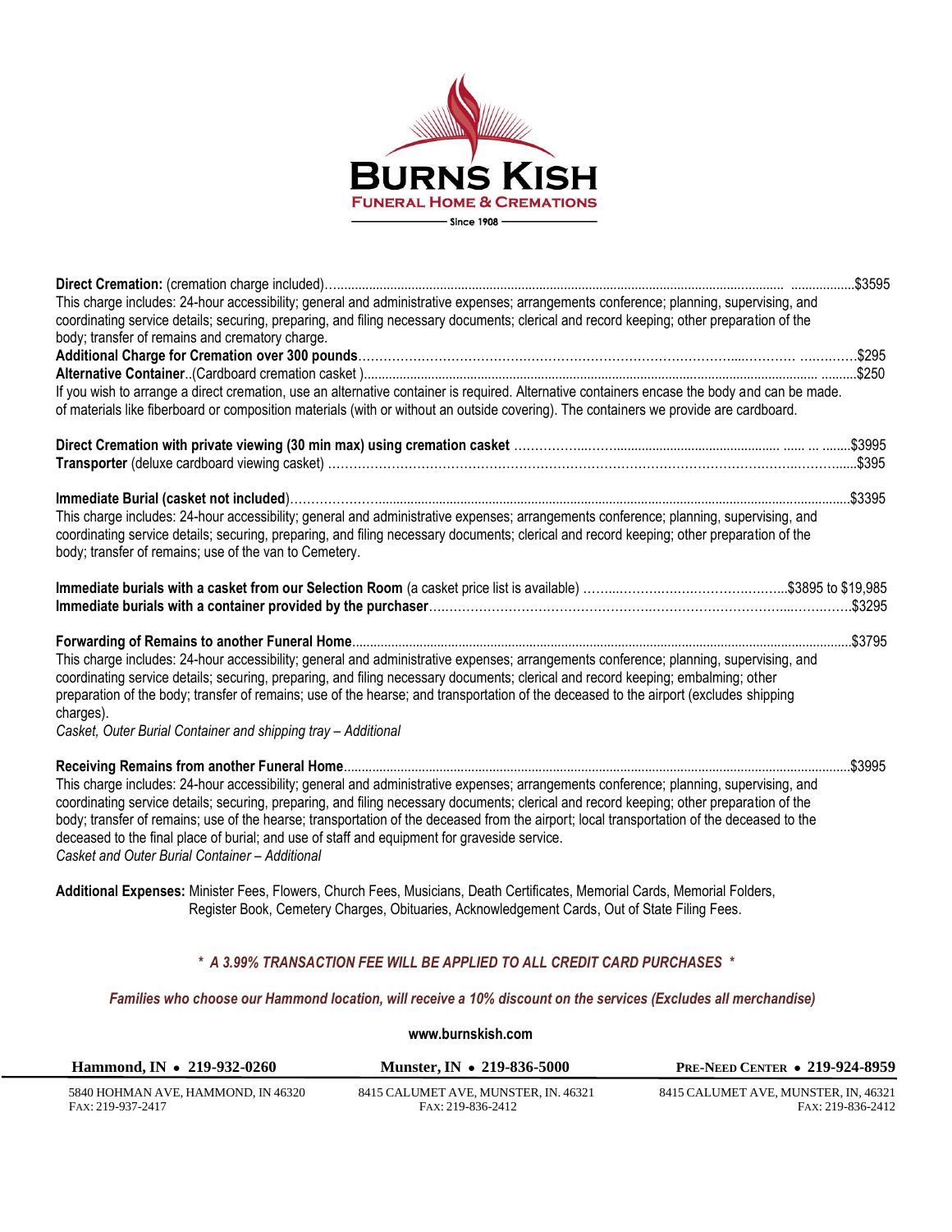**BURNS KISH**
**FUNERAL HOME & CREMATIONS**
Since 1908

**Direct Cremation:** (cremation charge included)......................................................................................................................$3595
This charge includes: 24-hour accessibility; general and administrative expenses; arrangements conference; planning, supervising, and coordinating service details; securing, preparing, and filing necessary documents; clerical and record keeping; other preparation of the body; transfer of remains and crematory charge.
**Additional Charge for Cremation over 300 pounds**..........................................................................................................$295
**Alternative Container**..(Cardboard cremation casket )...................................................................................................$250
If you wish to arrange a direct cremation, use an alternative container is required. Alternative containers encase the body and can be made. of materials like fiberboard or composition materials (with or without an outside covering). The containers we provide are cardboard.

**Direct Cremation with private viewing (30 min max) using cremation casket** ..............................................................$3995
**Transporter** (deluxe cardboard viewing casket) ...............................................................................................................$395

**Immediate Burial (casket not included)**.................................................................................................................................$3395
This charge includes: 24-hour accessibility; general and administrative expenses; arrangements conference; planning, supervising, and coordinating service details; securing, preparing, and filing necessary documents; clerical and record keeping; other preparation of the body; transfer of remains; use of the van to Cemetery.

**Immediate burials with a casket from our Selection Room** (a casket price list is available) .........................................$3895 to $19,985
**Immediate burials with a container provided by the purchaser**.........................................................................................$3295

**Forwarding of Remains to another Funeral Home**.................................................................................................................$3795
This charge includes: 24-hour accessibility; general and administrative expenses; arrangements conference; planning, supervising, and coordinating service details; securing, preparing, and filing necessary documents; clerical and record keeping; embalming; other preparation of the body; transfer of remains; use of the hearse; and transportation of the deceased to the airport (excludes shipping charges).
*Casket, Outer Burial Container and shipping tray – Additional*

**Receiving Remains from another Funeral Home**....................................................................................................................$3995
This charge includes: 24-hour accessibility; general and administrative expenses; arrangements conference; planning, supervising, and coordinating service details; securing, preparing, and filing necessary documents; clerical and record keeping; other preparation of the body; transfer of remains; use of the hearse; transportation of the deceased from the airport; local transportation of the deceased to the deceased to the final place of burial; and use of staff and equipment for graveside service.
*Casket and Outer Burial Container – Additional*

**Additional Expenses:** Minister Fees, Flowers, Church Fees, Musicians, Death Certificates, Memorial Cards, Memorial Folders, Register Book, Cemetery Charges, Obituaries, Acknowledgement Cards, Out of State Filing Fees.

***\* A 3.99% TRANSACTION FEE WILL BE APPLIED TO ALL CREDIT CARD PURCHASES \****

***Families who choose our Hammond location, will receive a 10% discount on the services (Excludes all merchandise)***

**www.burnskish.com**

| **Hammond, IN • 219-932-0260** | **Munster, IN • 219-836-5000** | **PRE-NEED CENTER • 219-924-8959** |
|---|---|---|
| 5840 HOHMAN AVE, HAMMOND, IN 46320<br>FAX: 219-937-2417 | 8415 CALUMET AVE, MUNSTER, IN. 46321<br>FAX: 219-836-2412 | 8415 CALUMET AVE, MUNSTER, IN, 46321<br>FAX: 219-836-2412 |